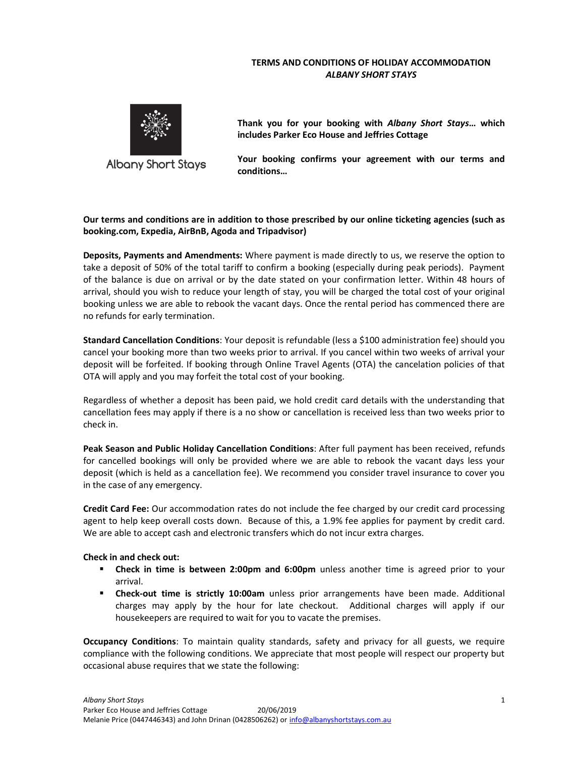# TERMS AND CONDITIONS OF HOLIDAY ACCOMMODATION
## *ALBANY SHORT STAYS*

Albany Short Stays

**Thank you for your booking with *Albany Short Stays*… which includes Parker Eco House and Jeffries Cottage**

**Your booking confirms your agreement with our terms and conditions…**

**Our terms and conditions are in addition to those prescribed by our online ticketing agencies (such as booking.com, Expedia, AirBnB, Agoda and Tripadvisor)**

**Deposits, Payments and Amendments:** Where payment is made directly to us, we reserve the option to take a deposit of 50% of the total tariff to confirm a booking (especially during peak periods). Payment of the balance is due on arrival or by the date stated on your confirmation letter. Within 48 hours of arrival, should you wish to reduce your length of stay, you will be charged the total cost of your original booking unless we are able to rebook the vacant days. Once the rental period has commenced there are no refunds for early termination.

**Standard Cancellation Conditions**: Your deposit is refundable (less a $100 administration fee) should you cancel your booking more than two weeks prior to arrival. If you cancel within two weeks of arrival your deposit will be forfeited. If booking through Online Travel Agents (OTA) the cancelation policies of that OTA will apply and you may forfeit the total cost of your booking.

Regardless of whether a deposit has been paid, we hold credit card details with the understanding that cancellation fees may apply if there is a no show or cancellation is received less than two weeks prior to check in.

**Peak Season and Public Holiday Cancellation Conditions**: After full payment has been received, refunds for cancelled bookings will only be provided where we are able to rebook the vacant days less your deposit (which is held as a cancellation fee). We recommend you consider travel insurance to cover you in the case of any emergency.

**Credit Card Fee:** Our accommodation rates do not include the fee charged by our credit card processing agent to help keep overall costs down. Because of this, a 1.9% fee applies for payment by credit card. We are able to accept cash and electronic transfers which do not incur extra charges.

**Check in and check out:**

- **Check in time is between 2:00pm and 6:00pm** unless another time is agreed prior to your arrival.
- **Check-out time is strictly 10:00am** unless prior arrangements have been made. Additional charges may apply by the hour for late checkout. Additional charges will apply if our housekeepers are required to wait for you to vacate the premises.

**Occupancy Conditions**: To maintain quality standards, safety and privacy for all guests, we require compliance with the following conditions. We appreciate that most people will respect our property but occasional abuse requires that we state the following: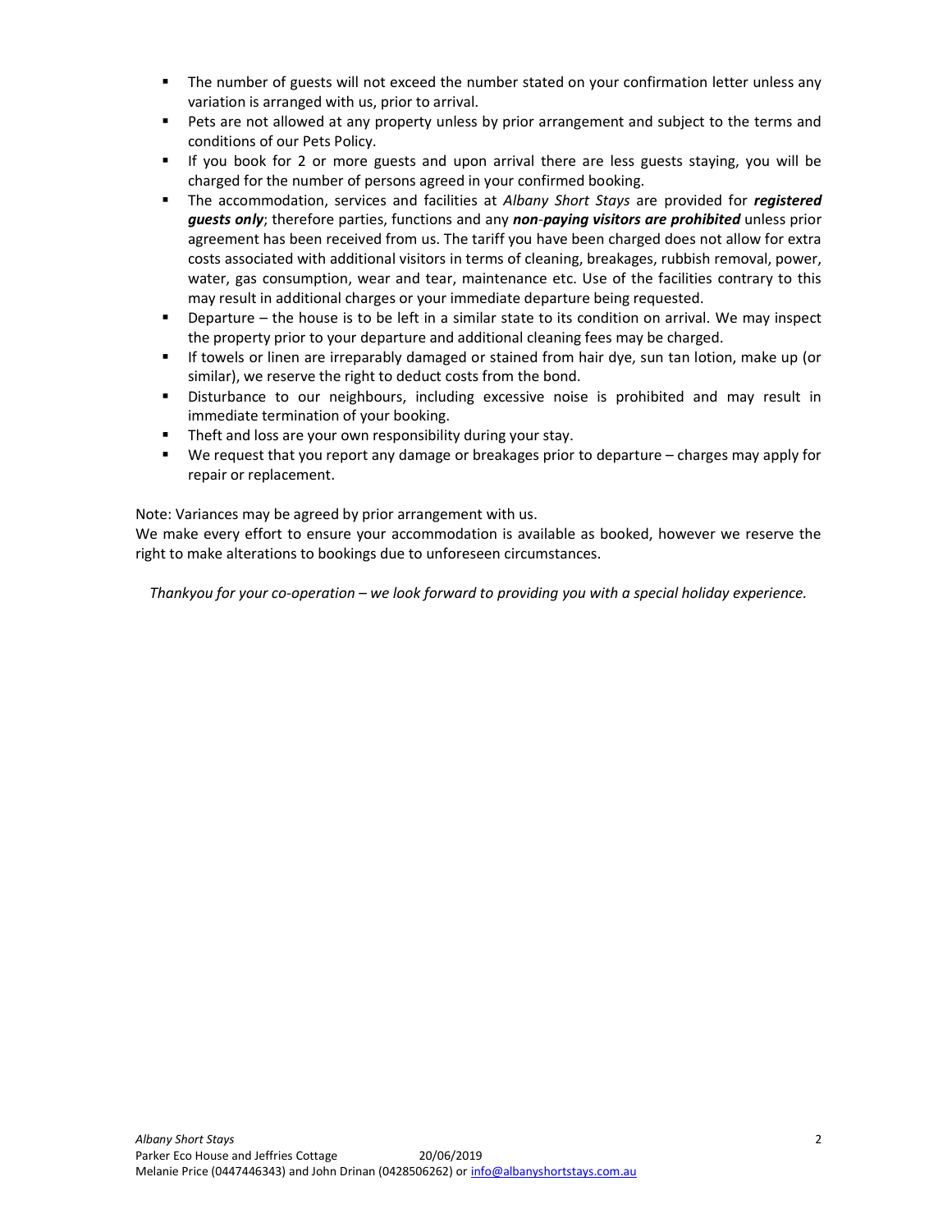- The number of guests will not exceed the number stated on your confirmation letter unless any variation is arranged with us, prior to arrival.
- Pets are not allowed at any property unless by prior arrangement and subject to the terms and conditions of our Pets Policy.
- If you book for 2 or more guests and upon arrival there are less guests staying, you will be charged for the number of persons agreed in your confirmed booking.
- The accommodation, services and facilities at *Albany Short Stays* are provided for ***registered guests only***; therefore parties, functions and any ***non-paying visitors are prohibited*** unless prior agreement has been received from us. The tariff you have been charged does not allow for extra costs associated with additional visitors in terms of cleaning, breakages, rubbish removal, power, water, gas consumption, wear and tear, maintenance etc. Use of the facilities contrary to this may result in additional charges or your immediate departure being requested.
- Departure – the house is to be left in a similar state to its condition on arrival. We may inspect the property prior to your departure and additional cleaning fees may be charged.
- If towels or linen are irreparably damaged or stained from hair dye, sun tan lotion, make up (or similar), we reserve the right to deduct costs from the bond.
- Disturbance to our neighbours, including excessive noise is prohibited and may result in immediate termination of your booking.
- Theft and loss are your own responsibility during your stay.
- We request that you report any damage or breakages prior to departure – charges may apply for repair or replacement.

Note: Variances may be agreed by prior arrangement with us.
We make every effort to ensure your accommodation is available as booked, however we reserve the right to make alterations to bookings due to unforeseen circumstances.

*Thankyou for your co-operation – we look forward to providing you with a special holiday experience.*